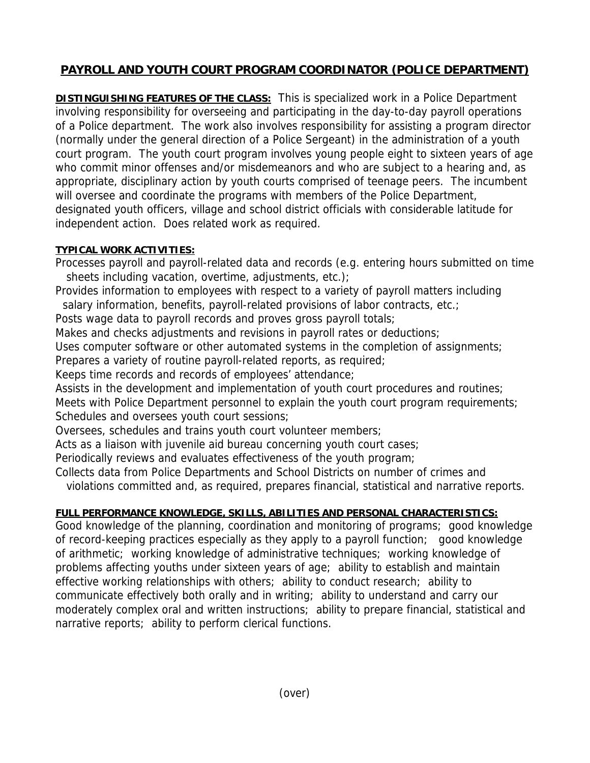# PAYROLL AND YOUTH COURT PROGRAM COORDINATOR (POLICE DEPARTMENT)

**DISTINGUISHING FEATURES OF THE CLASS:** This is specialized work in a Police Department involving responsibility for overseeing and participating in the day-to-day payroll operations of a Police department. The work also involves responsibility for assisting a program director (normally under the general direction of a Police Sergeant) in the administration of a youth court program. The youth court program involves young people eight to sixteen years of age who commit minor offenses and/or misdemeanors and who are subject to a hearing and, as appropriate, disciplinary action by youth courts comprised of teenage peers. The incumbent will oversee and coordinate the programs with members of the Police Department, designated youth officers, village and school district officials with considerable latitude for independent action. Does related work as required.

**TYPICAL WORK ACTIVITIES:**

Processes payroll and payroll-related data and records (e.g. entering hours submitted on time sheets including vacation, overtime, adjustments, etc.);
Provides information to employees with respect to a variety of payroll matters including salary information, benefits, payroll-related provisions of labor contracts, etc.;
Posts wage data to payroll records and proves gross payroll totals;
Makes and checks adjustments and revisions in payroll rates or deductions;
Uses computer software or other automated systems in the completion of assignments;
Prepares a variety of routine payroll-related reports, as required;
Keeps time records and records of employees' attendance;
Assists in the development and implementation of youth court procedures and routines;
Meets with Police Department personnel to explain the youth court program requirements;
Schedules and oversees youth court sessions;
Oversees, schedules and trains youth court volunteer members;
Acts as a liaison with juvenile aid bureau concerning youth court cases;
Periodically reviews and evaluates effectiveness of the youth program;
Collects data from Police Departments and School Districts on number of crimes and violations committed and, as required, prepares financial, statistical and narrative reports.

**FULL PERFORMANCE KNOWLEDGE, SKILLS, ABILITIES AND PERSONAL CHARACTERISTICS:**
Good knowledge of the planning, coordination and monitoring of programs; good knowledge of record-keeping practices especially as they apply to a payroll function; good knowledge of arithmetic; working knowledge of administrative techniques; working knowledge of problems affecting youths under sixteen years of age; ability to establish and maintain effective working relationships with others; ability to conduct research; ability to communicate effectively both orally and in writing; ability to understand and carry our moderately complex oral and written instructions; ability to prepare financial, statistical and narrative reports; ability to perform clerical functions.

(over)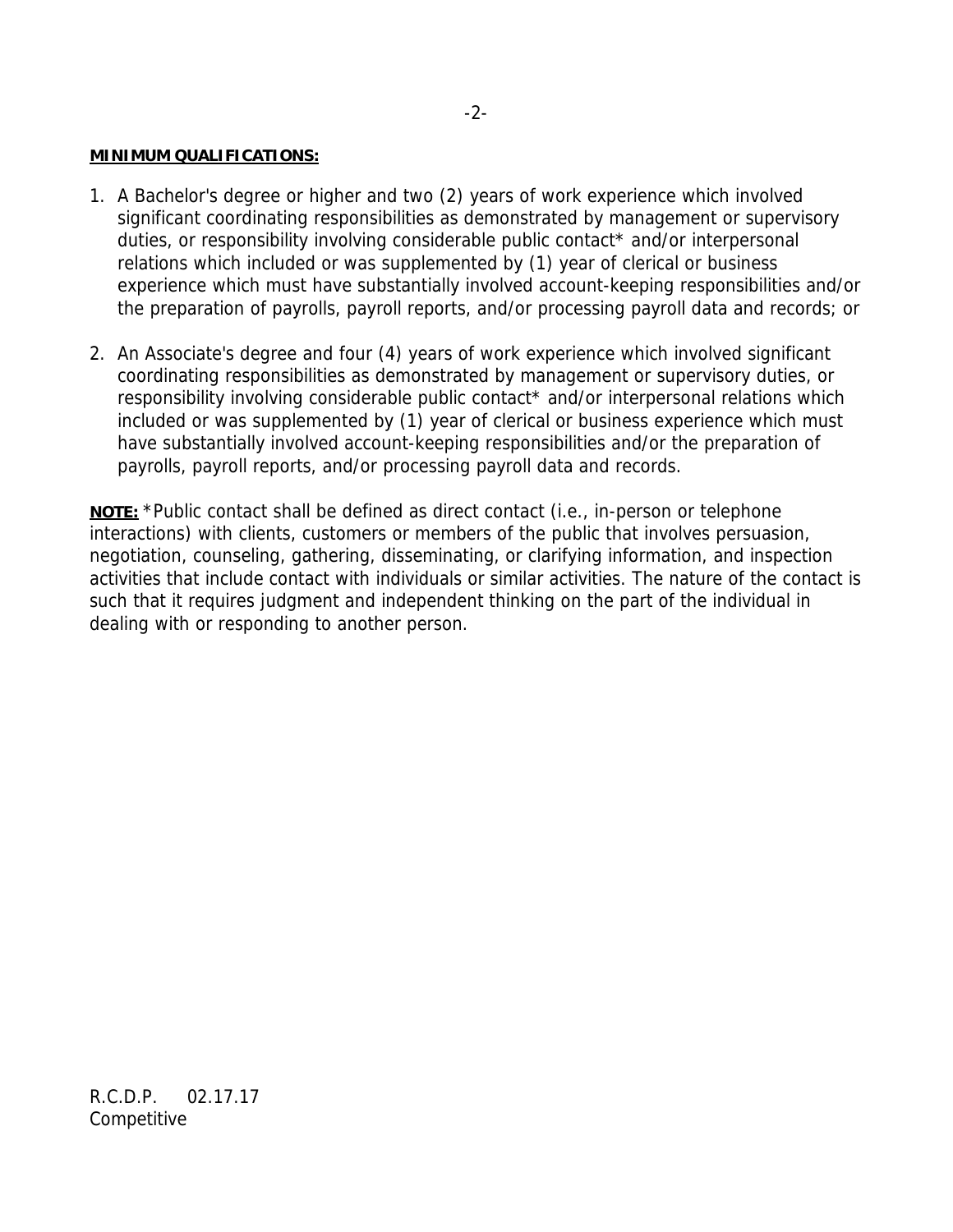**MINIMUM QUALIFICATIONS:**

1. A Bachelor's degree or higher and two (2) years of work experience which involved significant coordinating responsibilities as demonstrated by management or supervisory duties, or responsibility involving considerable public contact* and/or interpersonal relations which included or was supplemented by (1) year of clerical or business experience which must have substantially involved account-keeping responsibilities and/or the preparation of payrolls, payroll reports, and/or processing payroll data and records; or

2. An Associate's degree and four (4) years of work experience which involved significant coordinating responsibilities as demonstrated by management or supervisory duties, or responsibility involving considerable public contact* and/or interpersonal relations which included or was supplemented by (1) year of clerical or business experience which must have substantially involved account-keeping responsibilities and/or the preparation of payrolls, payroll reports, and/or processing payroll data and records.

**NOTE:** *Public contact shall be defined as direct contact (i.e., in-person or telephone interactions) with clients, customers or members of the public that involves persuasion, negotiation, counseling, gathering, disseminating, or clarifying information, and inspection activities that include contact with individuals or similar activities. The nature of the contact is such that it requires judgment and independent thinking on the part of the individual in dealing with or responding to another person.

R.C.D.P. 02.17.17
Competitive